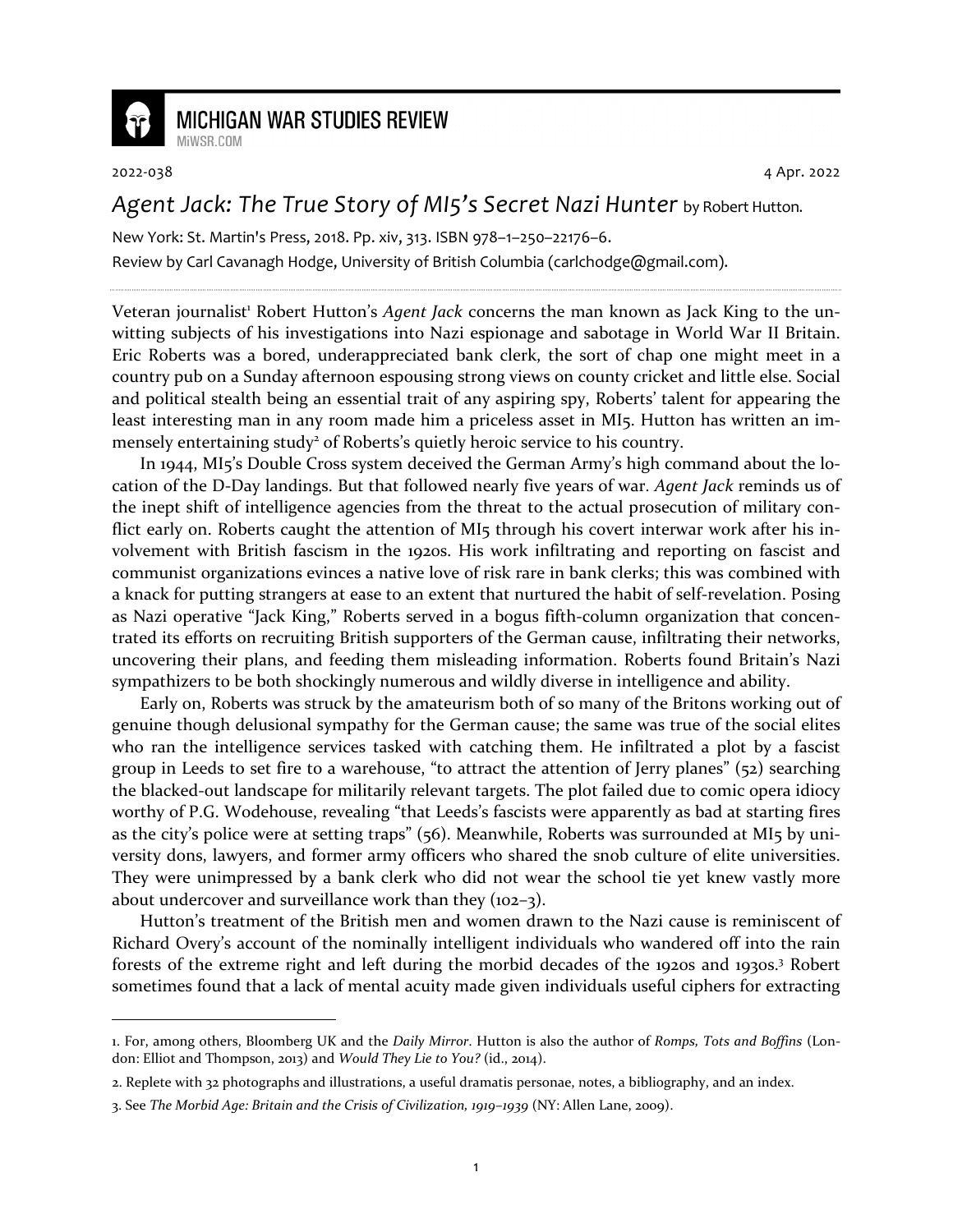# MICHIGAN WAR STUDIES REVIEW

MiWSR.COM

2022-038 4 Apr. 2022

## *Agent Jack: The True Story of MI5's Secret Nazi Hunter* by Robert Hutton.

New York: St. Martin's Press, 2018. Pp. xiv, 313. ISBN 978–1–250–22176–6.

Review by Carl Cavanagh Hodge, University of British Columbia (carlchodge@gmail.com).

---

Veteran journalist[1] Robert Hutton's *Agent Jack* concerns the man known as Jack King to the unwitting subjects of his investigations into Nazi espionage and sabotage in World War II Britain. Eric Roberts was a bored, underappreciated bank clerk, the sort of chap one might meet in a country pub on a Sunday afternoon espousing strong views on county cricket and little else. Social and political stealth being an essential trait of any aspiring spy, Roberts' talent for appearing the least interesting man in any room made him a priceless asset in MI5. Hutton has written an immensely entertaining study[2] of Roberts's quietly heroic service to his country.

In 1944, MI5's Double Cross system deceived the German Army's high command about the location of the D-Day landings. But that followed nearly five years of war. *Agent Jack* reminds us of the inept shift of intelligence agencies from the threat to the actual prosecution of military conflict early on. Roberts caught the attention of MI5 through his covert interwar work after his involvement with British fascism in the 1920s. His work infiltrating and reporting on fascist and communist organizations evinces a native love of risk rare in bank clerks; this was combined with a knack for putting strangers at ease to an extent that nurtured the habit of self-revelation. Posing as Nazi operative "Jack King," Roberts served in a bogus fifth-column organization that concentrated its efforts on recruiting British supporters of the German cause, infiltrating their networks, uncovering their plans, and feeding them misleading information. Roberts found Britain's Nazi sympathizers to be both shockingly numerous and wildly diverse in intelligence and ability.

Early on, Roberts was struck by the amateurism both of so many of the Britons working out of genuine though delusional sympathy for the German cause; the same was true of the social elites who ran the intelligence services tasked with catching them. He infiltrated a plot by a fascist group in Leeds to set fire to a warehouse, "to attract the attention of Jerry planes" (52) searching the blacked-out landscape for militarily relevant targets. The plot failed due to comic opera idiocy worthy of P.G. Wodehouse, revealing "that Leeds's fascists were apparently as bad at starting fires as the city's police were at setting traps" (56). Meanwhile, Roberts was surrounded at MI5 by university dons, lawyers, and former army officers who shared the snob culture of elite universities. They were unimpressed by a bank clerk who did not wear the school tie yet knew vastly more about undercover and surveillance work than they (102–3).

Hutton's treatment of the British men and women drawn to the Nazi cause is reminiscent of Richard Overy's account of the nominally intelligent individuals who wandered off into the rain forests of the extreme right and left during the morbid decades of the 1920s and 1930s.[3] Robert sometimes found that a lack of mental acuity made given individuals useful ciphers for extracting

---

1. For, among others, Bloomberg UK and the *Daily Mirror*. Hutton is also the author of *Romps, Tots and Boffins* (London: Elliot and Thompson, 2013) and *Would They Lie to You?* (id., 2014).

2. Replete with 32 photographs and illustrations, a useful dramatis personae, notes, a bibliography, and an index.

3. See *The Morbid Age: Britain and the Crisis of Civilization, 1919–1939* (NY: Allen Lane, 2009).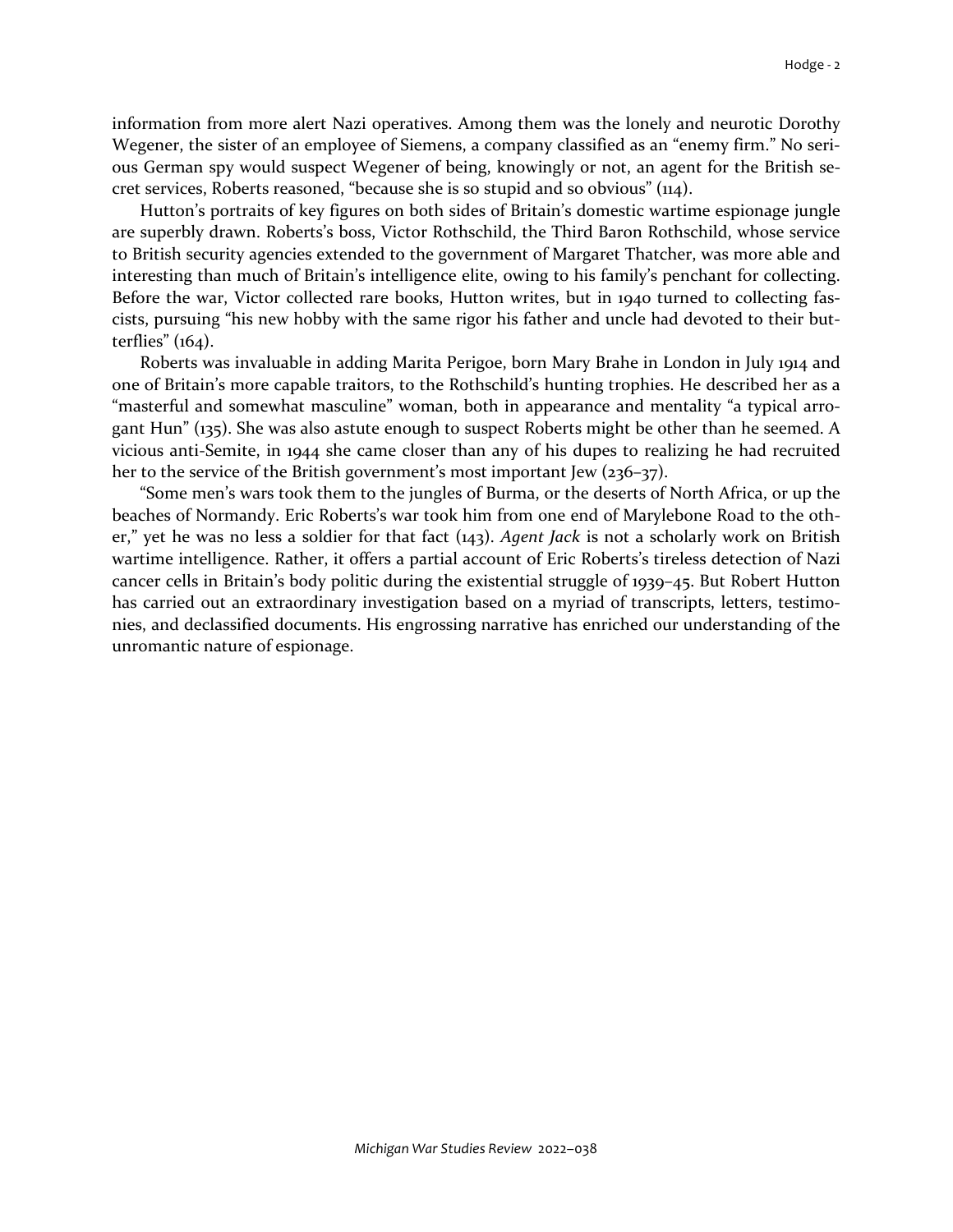information from more alert Nazi operatives. Among them was the lonely and neurotic Dorothy Wegener, the sister of an employee of Siemens, a company classified as an "enemy firm." No serious German spy would suspect Wegener of being, knowingly or not, an agent for the British secret services, Roberts reasoned, "because she is so stupid and so obvious" (114).

Hutton's portraits of key figures on both sides of Britain's domestic wartime espionage jungle are superbly drawn. Roberts's boss, Victor Rothschild, the Third Baron Rothschild, whose service to British security agencies extended to the government of Margaret Thatcher, was more able and interesting than much of Britain's intelligence elite, owing to his family's penchant for collecting. Before the war, Victor collected rare books, Hutton writes, but in 1940 turned to collecting fascists, pursuing "his new hobby with the same rigor his father and uncle had devoted to their butterflies" (164).

Roberts was invaluable in adding Marita Perigoe, born Mary Brahe in London in July 1914 and one of Britain's more capable traitors, to the Rothschild's hunting trophies. He described her as a "masterful and somewhat masculine" woman, both in appearance and mentality "a typical arrogant Hun" (135). She was also astute enough to suspect Roberts might be other than he seemed. A vicious anti-Semite, in 1944 she came closer than any of his dupes to realizing he had recruited her to the service of the British government's most important Jew (236–37).

"Some men's wars took them to the jungles of Burma, or the deserts of North Africa, or up the beaches of Normandy. Eric Roberts's war took him from one end of Marylebone Road to the other," yet he was no less a soldier for that fact (143). *Agent Jack* is not a scholarly work on British wartime intelligence. Rather, it offers a partial account of Eric Roberts's tireless detection of Nazi cancer cells in Britain's body politic during the existential struggle of 1939–45. But Robert Hutton has carried out an extraordinary investigation based on a myriad of transcripts, letters, testimonies, and declassified documents. His engrossing narrative has enriched our understanding of the unromantic nature of espionage.